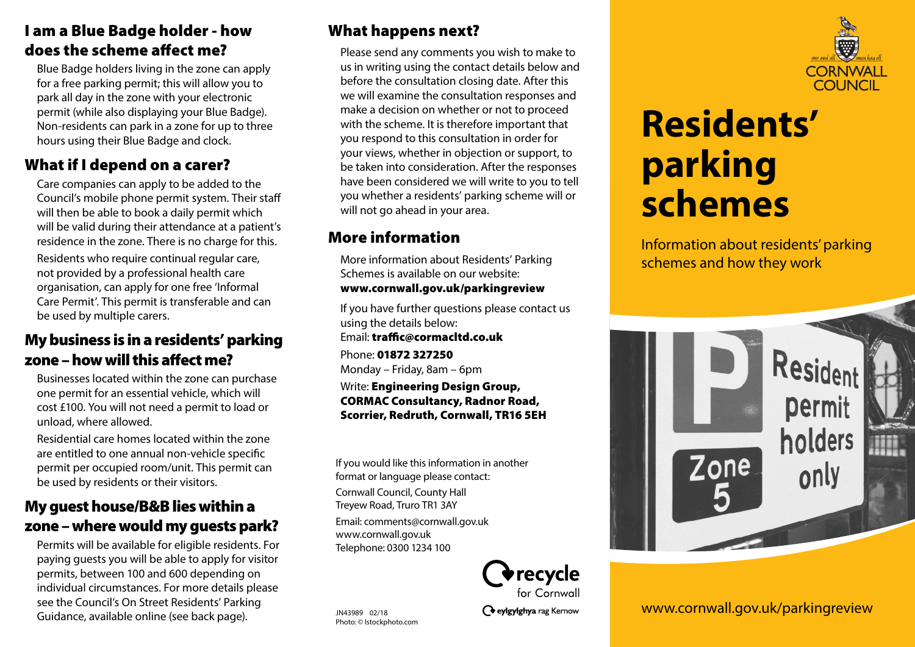## I am a Blue Badge holder - how does the scheme affect me?

Blue Badge holders living in the zone can apply for a free parking permit; this will allow you to park all day in the zone with your electronic permit (while also displaying your Blue Badge). Non-residents can park in a zone for up to three hours using their Blue Badge and clock.

## What if I depend on a carer?

Care companies can apply to be added to the Council's mobile phone permit system. Their staff will then be able to book a daily permit which will be valid during their attendance at a patient's residence in the zone. There is no charge for this.

Residents who require continual regular care, not provided by a professional health care organisation, can apply for one free 'Informal Care Permit'. This permit is transferable and can be used by multiple carers.

## My business is in a residents' parking zone – how will this affect me?

Businesses located within the zone can purchase one permit for an essential vehicle, which will cost £100. You will not need a permit to load or unload, where allowed.

Residential care homes located within the zone are entitled to one annual non-vehicle specific permit per occupied room/unit. This permit can be used by residents or their visitors.

## My guest house/B&B lies within a zone – where would my guests park?

Permits will be available for eligible residents. For paying guests you will be able to apply for visitor permits, between 100 and 600 depending on individual circumstances. For more details please see the Council's On Street Residents' Parking Guidance, available online (see back page).

## What happens next?

Please send any comments you wish to make to us in writing using the contact details below and before the consultation closing date. After this we will examine the consultation responses and make a decision on whether or not to proceed with the scheme. It is therefore important that you respond to this consultation in order for your views, whether in objection or support, to be taken into consideration. After the responses have been considered we will write to you to tell you whether a residents' parking scheme will or will not go ahead in your area.

## More information

More information about Residents' Parking Schemes is available on our website:
**www.cornwall.gov.uk/parkingreview**

If you have further questions please contact us using the details below:
Email: **traffic@cormacltd.co.uk**

Phone: **01872 327250**
Monday – Friday, 8am – 6pm

Write: **Engineering Design Group, CORMAC Consultancy, Radnor Road, Scorrier, Redruth, Cornwall, TR16 5EH**

If you would like this information in another format or language please contact:

Cornwall Council, County Hall
Treyew Road, Truro TR1 3AY

Email: comments@cornwall.gov.uk
www.cornwall.gov.uk
Telephone: 0300 1234 100

recycle for Cornwall
eylgylghya rag Kernow

JN43989 02/18
Photo: © Istockphoto.com

CORNWALL COUNCIL

# Residents' parking schemes

Information about residents' parking schemes and how they work

www.cornwall.gov.uk/parkingreview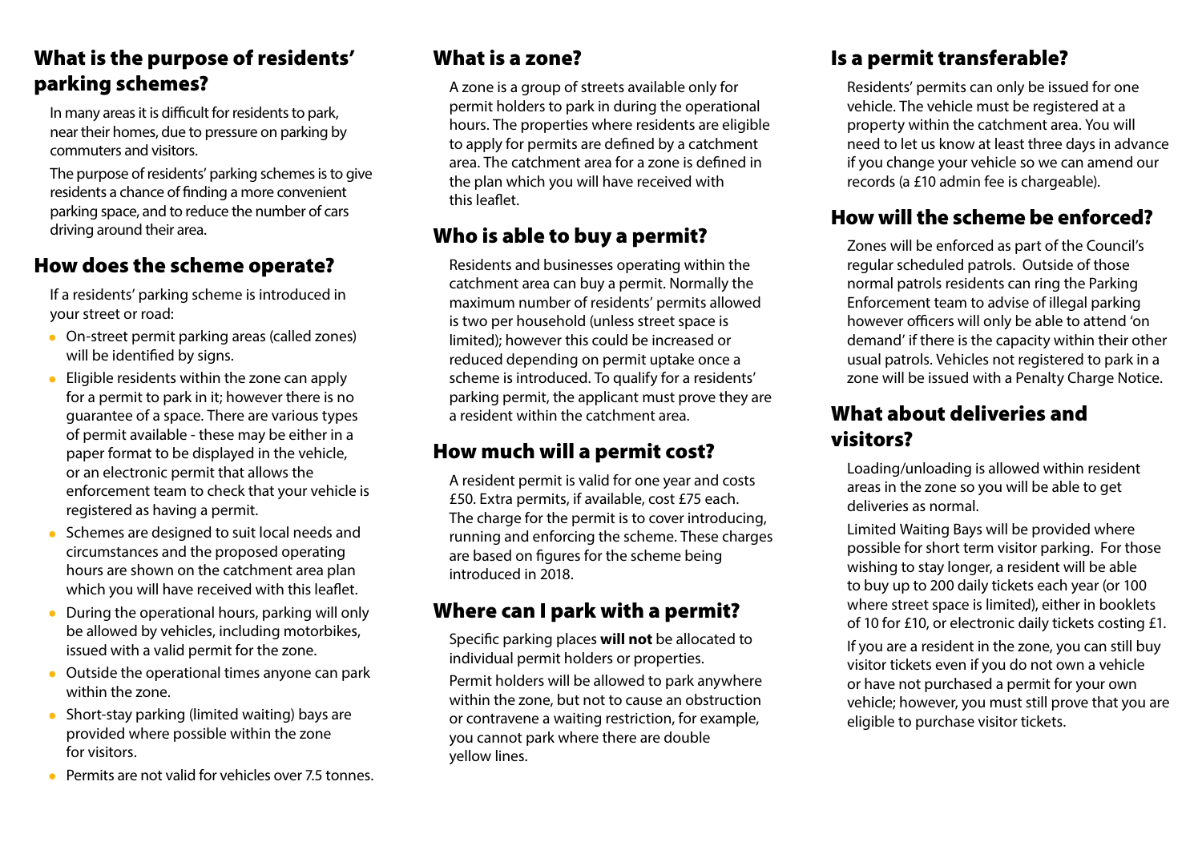## What is the purpose of residents' parking schemes?

In many areas it is difficult for residents to park, near their homes, due to pressure on parking by commuters and visitors.

The purpose of residents' parking schemes is to give residents a chance of finding a more convenient parking space, and to reduce the number of cars driving around their area.

## How does the scheme operate?

If a residents' parking scheme is introduced in your street or road:

- On-street permit parking areas (called zones) will be identified by signs.
- Eligible residents within the zone can apply for a permit to park in it; however there is no guarantee of a space. There are various types of permit available - these may be either in a paper format to be displayed in the vehicle, or an electronic permit that allows the enforcement team to check that your vehicle is registered as having a permit.
- Schemes are designed to suit local needs and circumstances and the proposed operating hours are shown on the catchment area plan which you will have received with this leaflet.
- During the operational hours, parking will only be allowed by vehicles, including motorbikes, issued with a valid permit for the zone.
- Outside the operational times anyone can park within the zone.
- Short-stay parking (limited waiting) bays are provided where possible within the zone for visitors.
- Permits are not valid for vehicles over 7.5 tonnes.

## What is a zone?

A zone is a group of streets available only for permit holders to park in during the operational hours. The properties where residents are eligible to apply for permits are defined by a catchment area. The catchment area for a zone is defined in the plan which you will have received with this leaflet.

## Who is able to buy a permit?

Residents and businesses operating within the catchment area can buy a permit. Normally the maximum number of residents' permits allowed is two per household (unless street space is limited); however this could be increased or reduced depending on permit uptake once a scheme is introduced. To qualify for a residents' parking permit, the applicant must prove they are a resident within the catchment area.

## How much will a permit cost?

A resident permit is valid for one year and costs £50. Extra permits, if available, cost £75 each. The charge for the permit is to cover introducing, running and enforcing the scheme. These charges are based on figures for the scheme being introduced in 2018.

## Where can I park with a permit?

Specific parking places **will not** be allocated to individual permit holders or properties.

Permit holders will be allowed to park anywhere within the zone, but not to cause an obstruction or contravene a waiting restriction, for example, you cannot park where there are double yellow lines.

## Is a permit transferable?

Residents' permits can only be issued for one vehicle. The vehicle must be registered at a property within the catchment area. You will need to let us know at least three days in advance if you change your vehicle so we can amend our records (a £10 admin fee is chargeable).

## How will the scheme be enforced?

Zones will be enforced as part of the Council's regular scheduled patrols. Outside of those normal patrols residents can ring the Parking Enforcement team to advise of illegal parking however officers will only be able to attend 'on demand' if there is the capacity within their other usual patrols. Vehicles not registered to park in a zone will be issued with a Penalty Charge Notice.

## What about deliveries and visitors?

Loading/unloading is allowed within resident areas in the zone so you will be able to get deliveries as normal.

Limited Waiting Bays will be provided where possible for short term visitor parking. For those wishing to stay longer, a resident will be able to buy up to 200 daily tickets each year (or 100 where street space is limited), either in booklets of 10 for £10, or electronic daily tickets costing £1.

If you are a resident in the zone, you can still buy visitor tickets even if you do not own a vehicle or have not purchased a permit for your own vehicle; however, you must still prove that you are eligible to purchase visitor tickets.